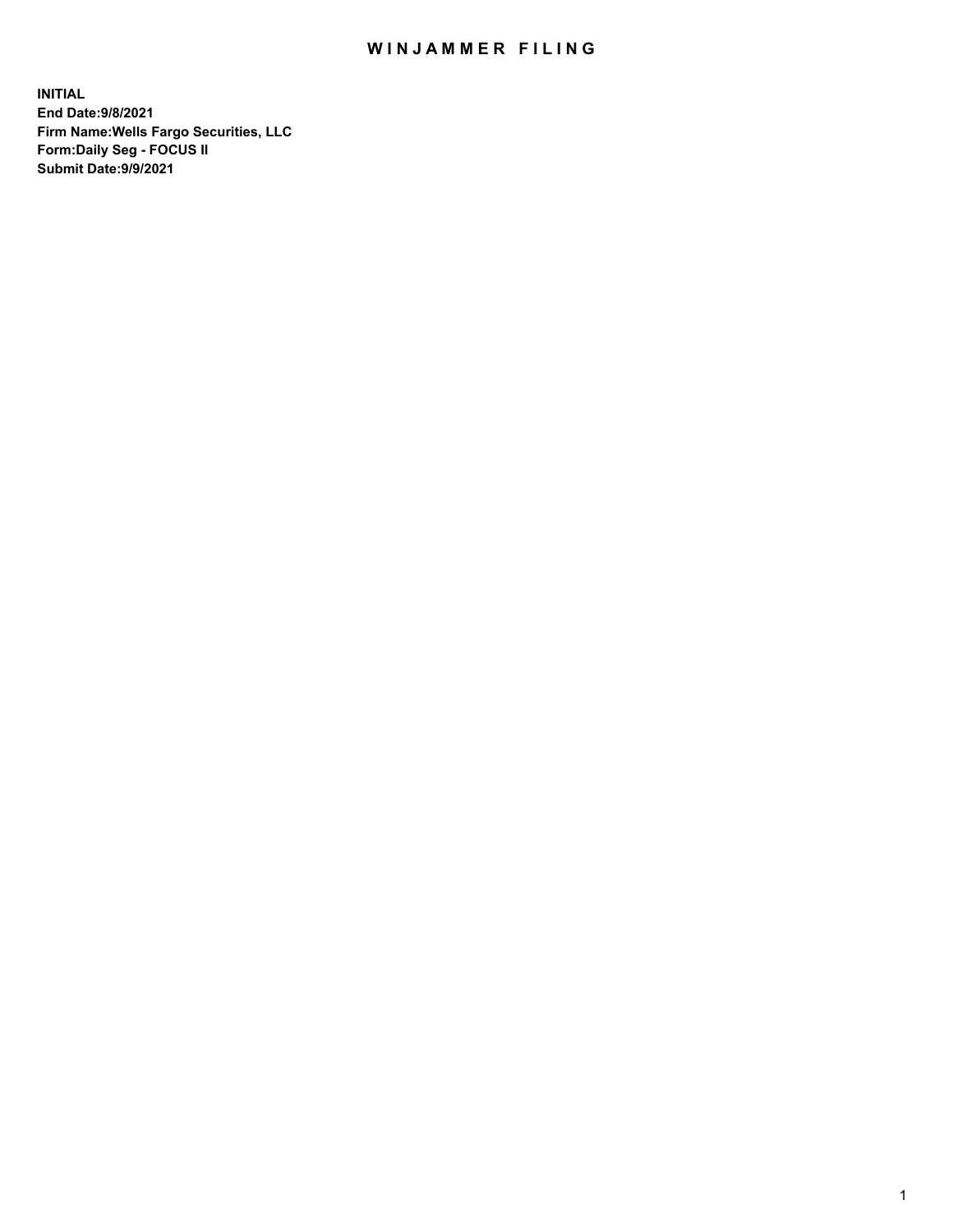# WINJAMMER FILING

**INITIAL**
**End Date:9/8/2021**
**Firm Name:Wells Fargo Securities, LLC**
**Form:Daily Seg - FOCUS II**
**Submit Date:9/9/2021**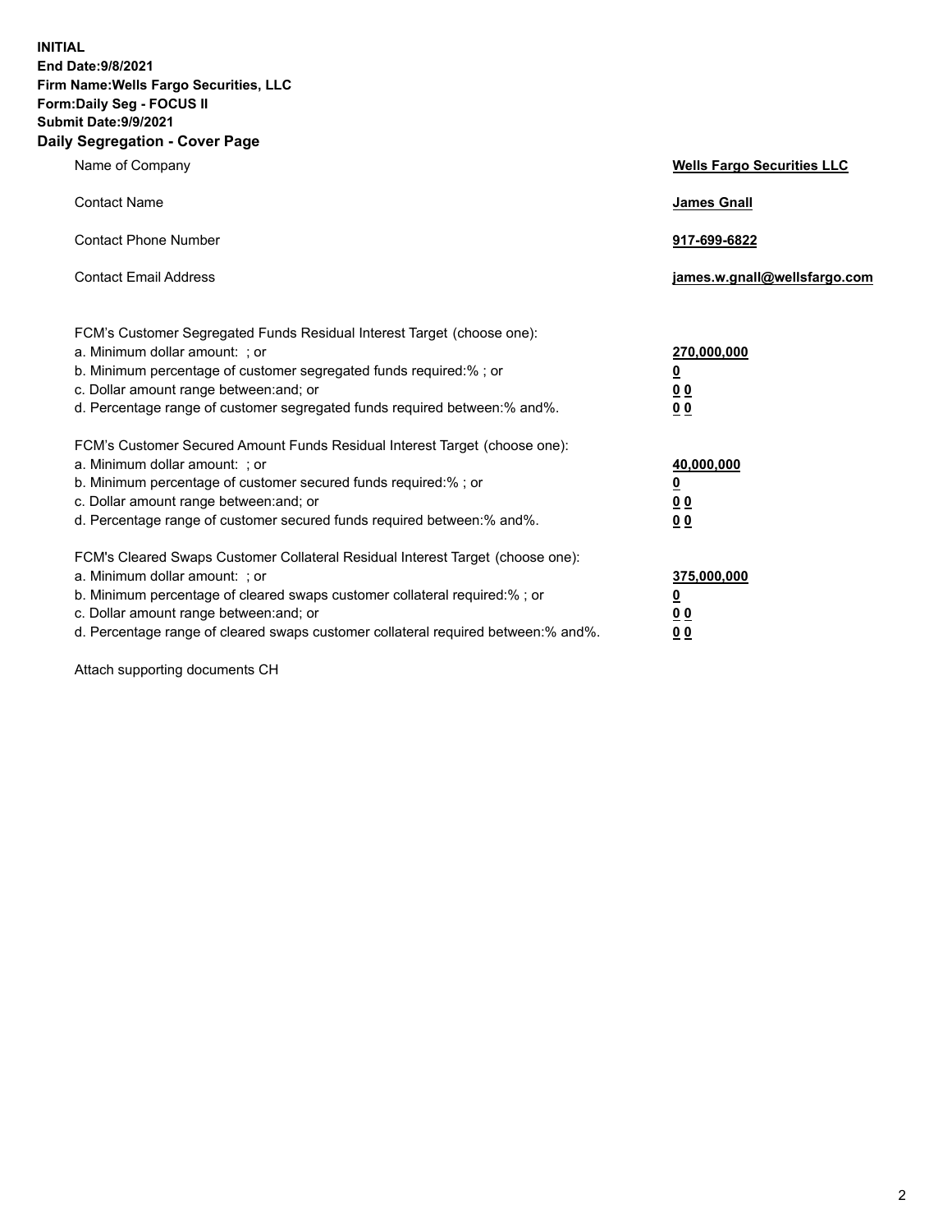**INITIAL**
**End Date:9/8/2021**
**Firm Name:Wells Fargo Securities, LLC**
**Form:Daily Seg - FOCUS II**
**Submit Date:9/9/2021**

## Daily Segregation - Cover Page

| | |
|---|---|
| Name of Company | **Wells Fargo Securities LLC** |
| Contact Name | **James Gnall** |
| Contact Phone Number | **917-699-6822** |
| Contact Email Address | **james.w.gnall@wellsfargo.com** |

| | |
|---|---|
| FCM's Customer Segregated Funds Residual Interest Target (choose one): | |
| a. Minimum dollar amount: ; or | **270,000,000** |
| b. Minimum percentage of customer segregated funds required:% ; or | **0** |
| c. Dollar amount range between:and; or | **0 0** |
| d. Percentage range of customer segregated funds required between:% and%. | **0 0** |
| FCM's Customer Secured Amount Funds Residual Interest Target (choose one): | |
| a. Minimum dollar amount: ; or | **40,000,000** |
| b. Minimum percentage of customer secured funds required:% ; or | **0** |
| c. Dollar amount range between:and; or | **0 0** |
| d. Percentage range of customer secured funds required between:% and%. | **0 0** |
| FCM's Cleared Swaps Customer Collateral Residual Interest Target (choose one): | |
| a. Minimum dollar amount: ; or | **375,000,000** |
| b. Minimum percentage of cleared swaps customer collateral required:% ; or | **0** |
| c. Dollar amount range between:and; or | **0 0** |
| d. Percentage range of cleared swaps customer collateral required between:% and%. | **0 0** |

Attach supporting documents CH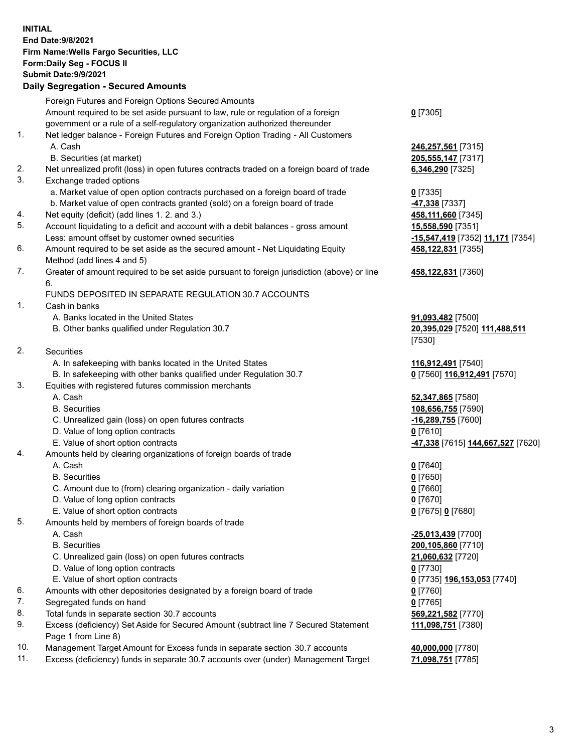**INITIAL**
**End Date:9/8/2021**
**Firm Name:Wells Fargo Securities, LLC**
**Form:Daily Seg - FOCUS II**
**Submit Date:9/9/2021**

## Daily Segregation - Secured Amounts

| | | |
|---|---|---|
| | Foreign Futures and Foreign Options Secured Amounts | |
| | Amount required to be set aside pursuant to law, rule or regulation of a foreign government or a rule of a self-regulatory organization authorized thereunder | **0** [7305] |
| 1. | Net ledger balance - Foreign Futures and Foreign Option Trading - All Customers | |
| | A. Cash | **246,257,561** [7315] |
| | B. Securities (at market) | **205,555,147** [7317] |
| 2. | Net unrealized profit (loss) in open futures contracts traded on a foreign board of trade | **6,346,290** [7325] |
| 3. | Exchange traded options | |
| | a. Market value of open option contracts purchased on a foreign board of trade | **0** [7335] |
| | b. Market value of open contracts granted (sold) on a foreign board of trade | **-47,338** [7337] |
| 4. | Net equity (deficit) (add lines 1. 2. and 3.) | **458,111,660** [7345] |
| 5. | Account liquidating to a deficit and account with a debit balances - gross amount | **15,558,590** [7351] |
| | Less: amount offset by customer owned securities | **-15,547,419** [7352] **11,171** [7354] |
| 6. | Amount required to be set aside as the secured amount - Net Liquidating Equity Method (add lines 4 and 5) | **458,122,831** [7355] |
| 7. | Greater of amount required to be set aside pursuant to foreign jurisdiction (above) or line 6. | **458,122,831** [7360] |
| | FUNDS DEPOSITED IN SEPARATE REGULATION 30.7 ACCOUNTS | |
| 1. | Cash in banks | |
| | A. Banks located in the United States | **91,093,482** [7500] |
| | B. Other banks qualified under Regulation 30.7 | **20,395,029** [7520] **111,488,511** [7530] |
| 2. | Securities | |
| | A. In safekeeping with banks located in the United States | **116,912,491** [7540] |
| | B. In safekeeping with other banks qualified under Regulation 30.7 | **0** [7560] **116,912,491** [7570] |
| 3. | Equities with registered futures commission merchants | |
| | A. Cash | **52,347,865** [7580] |
| | B. Securities | **108,656,755** [7590] |
| | C. Unrealized gain (loss) on open futures contracts | **-16,289,755** [7600] |
| | D. Value of long option contracts | **0** [7610] |
| | E. Value of short option contracts | **-47,338** [7615] **144,667,527** [7620] |
| 4. | Amounts held by clearing organizations of foreign boards of trade | |
| | A. Cash | **0** [7640] |
| | B. Securities | **0** [7650] |
| | C. Amount due to (from) clearing organization - daily variation | **0** [7660] |
| | D. Value of long option contracts | **0** [7670] |
| | E. Value of short option contracts | **0** [7675] **0** [7680] |
| 5. | Amounts held by members of foreign boards of trade | |
| | A. Cash | **-25,013,439** [7700] |
| | B. Securities | **200,105,860** [7710] |
| | C. Unrealized gain (loss) on open futures contracts | **21,060,632** [7720] |
| | D. Value of long option contracts | **0** [7730] |
| | E. Value of short option contracts | **0** [7735] **196,153,053** [7740] |
| 6. | Amounts with other depositories designated by a foreign board of trade | **0** [7760] |
| 7. | Segregated funds on hand | **0** [7765] |
| 8. | Total funds in separate section 30.7 accounts | **569,221,582** [7770] |
| 9. | Excess (deficiency) Set Aside for Secured Amount (subtract line 7 Secured Statement Page 1 from Line 8) | **111,098,751** [7380] |
| 10. | Management Target Amount for Excess funds in separate section 30.7 accounts | **40,000,000** [7780] |
| 11. | Excess (deficiency) funds in separate 30.7 accounts over (under) Management Target | **71,098,751** [7785] |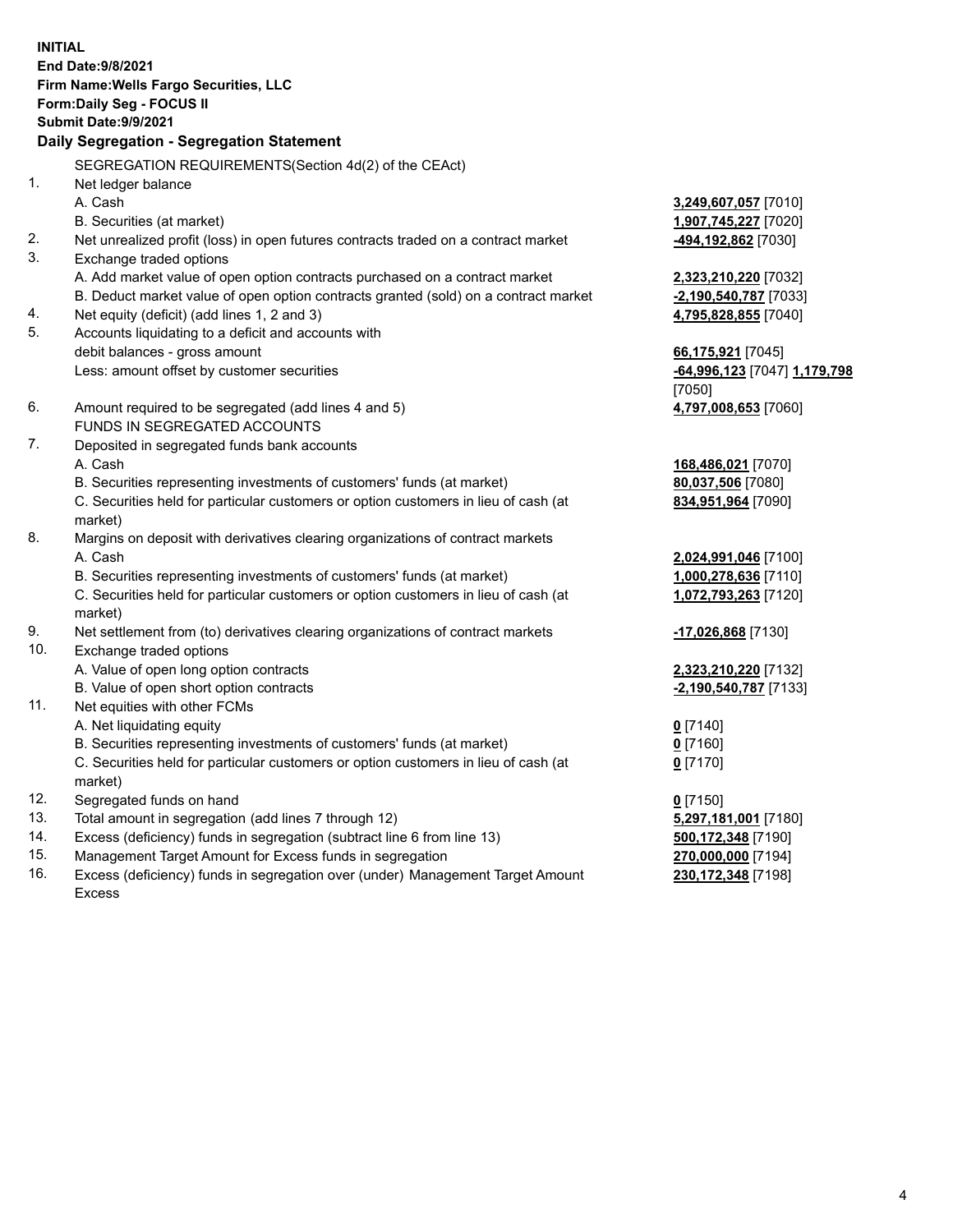**INITIAL**
**End Date:9/8/2021**
**Firm Name:Wells Fargo Securities, LLC**
**Form:Daily Seg - FOCUS II**
**Submit Date:9/9/2021**

## Daily Segregation - Segregation Statement

SEGREGATION REQUIREMENTS(Section 4d(2) of the CEAct)

| | | |
|---|---|---|
| 1. | Net ledger balance | |
| | A. Cash | **3,249,607,057** [7010] |
| | B. Securities (at market) | **1,907,745,227** [7020] |
| 2. | Net unrealized profit (loss) in open futures contracts traded on a contract market | **-494,192,862** [7030] |
| 3. | Exchange traded options | |
| | A. Add market value of open option contracts purchased on a contract market | **2,323,210,220** [7032] |
| | B. Deduct market value of open option contracts granted (sold) on a contract market | **-2,190,540,787** [7033] |
| 4. | Net equity (deficit) (add lines 1, 2 and 3) | **4,795,828,855** [7040] |
| 5. | Accounts liquidating to a deficit and accounts with debit balances - gross amount | **66,175,921** [7045] |
| | Less: amount offset by customer securities | **-64,996,123** [7047] **1,179,798** [7050] |
| 6. | Amount required to be segregated (add lines 4 and 5) | **4,797,008,653** [7060] |
| | FUNDS IN SEGREGATED ACCOUNTS | |
| 7. | Deposited in segregated funds bank accounts | |
| | A. Cash | **168,486,021** [7070] |
| | B. Securities representing investments of customers' funds (at market) | **80,037,506** [7080] |
| | C. Securities held for particular customers or option customers in lieu of cash (at market) | **834,951,964** [7090] |
| 8. | Margins on deposit with derivatives clearing organizations of contract markets | |
| | A. Cash | **2,024,991,046** [7100] |
| | B. Securities representing investments of customers' funds (at market) | **1,000,278,636** [7110] |
| | C. Securities held for particular customers or option customers in lieu of cash (at market) | **1,072,793,263** [7120] |
| 9. | Net settlement from (to) derivatives clearing organizations of contract markets | **-17,026,868** [7130] |
| 10. | Exchange traded options | |
| | A. Value of open long option contracts | **2,323,210,220** [7132] |
| | B. Value of open short option contracts | **-2,190,540,787** [7133] |
| 11. | Net equities with other FCMs | |
| | A. Net liquidating equity | **0** [7140] |
| | B. Securities representing investments of customers' funds (at market) | **0** [7160] |
| | C. Securities held for particular customers or option customers in lieu of cash (at market) | **0** [7170] |
| 12. | Segregated funds on hand | **0** [7150] |
| 13. | Total amount in segregation (add lines 7 through 12) | **5,297,181,001** [7180] |
| 14. | Excess (deficiency) funds in segregation (subtract line 6 from line 13) | **500,172,348** [7190] |
| 15. | Management Target Amount for Excess funds in segregation | **270,000,000** [7194] |
| 16. | Excess (deficiency) funds in segregation over (under) Management Target Amount Excess | **230,172,348** [7198] |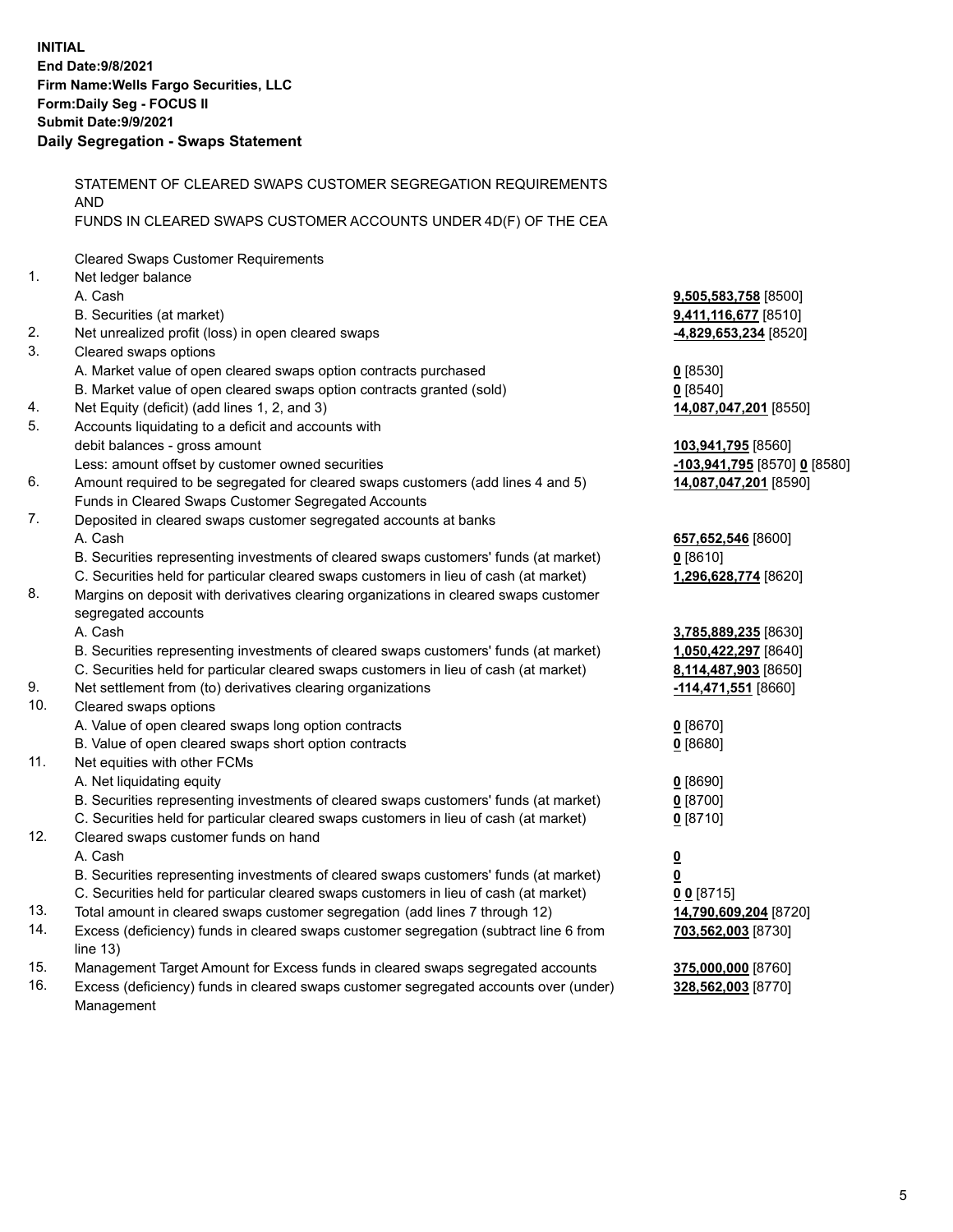**INITIAL**
**End Date:9/8/2021**
**Firm Name:Wells Fargo Securities, LLC**
**Form:Daily Seg - FOCUS II**
**Submit Date:9/9/2021**
**Daily Segregation - Swaps Statement**

STATEMENT OF CLEARED SWAPS CUSTOMER SEGREGATION REQUIREMENTS AND FUNDS IN CLEARED SWAPS CUSTOMER ACCOUNTS UNDER 4D(F) OF THE CEA

| | | |
|---|---|---|
| | Cleared Swaps Customer Requirements | |
| 1. | Net ledger balance | |
| | A. Cash | **9,505,583,758** [8500] |
| | B. Securities (at market) | **9,411,116,677** [8510] |
| 2. | Net unrealized profit (loss) in open cleared swaps | **-4,829,653,234** [8520] |
| 3. | Cleared swaps options | |
| | A. Market value of open cleared swaps option contracts purchased | **0** [8530] |
| | B. Market value of open cleared swaps option contracts granted (sold) | **0** [8540] |
| 4. | Net Equity (deficit) (add lines 1, 2, and 3) | **14,087,047,201** [8550] |
| 5. | Accounts liquidating to a deficit and accounts with | |
| | debit balances - gross amount | **103,941,795** [8560] |
| | Less: amount offset by customer owned securities | **-103,941,795** [8570] **0** [8580] |
| 6. | Amount required to be segregated for cleared swaps customers (add lines 4 and 5) | **14,087,047,201** [8590] |
| | Funds in Cleared Swaps Customer Segregated Accounts | |
| 7. | Deposited in cleared swaps customer segregated accounts at banks | |
| | A. Cash | **657,652,546** [8600] |
| | B. Securities representing investments of cleared swaps customers' funds (at market) | **0** [8610] |
| | C. Securities held for particular cleared swaps customers in lieu of cash (at market) | **1,296,628,774** [8620] |
| 8. | Margins on deposit with derivatives clearing organizations in cleared swaps customer segregated accounts | |
| | A. Cash | **3,785,889,235** [8630] |
| | B. Securities representing investments of cleared swaps customers' funds (at market) | **1,050,422,297** [8640] |
| | C. Securities held for particular cleared swaps customers in lieu of cash (at market) | **8,114,487,903** [8650] |
| 9. | Net settlement from (to) derivatives clearing organizations | **-114,471,551** [8660] |
| 10. | Cleared swaps options | |
| | A. Value of open cleared swaps long option contracts | **0** [8670] |
| | B. Value of open cleared swaps short option contracts | **0** [8680] |
| 11. | Net equities with other FCMs | |
| | A. Net liquidating equity | **0** [8690] |
| | B. Securities representing investments of cleared swaps customers' funds (at market) | **0** [8700] |
| | C. Securities held for particular cleared swaps customers in lieu of cash (at market) | **0** [8710] |
| 12. | Cleared swaps customer funds on hand | |
| | A. Cash | **0** |
| | B. Securities representing investments of cleared swaps customers' funds (at market) | **0** |
| | C. Securities held for particular cleared swaps customers in lieu of cash (at market) | **0** **0** [8715] |
| 13. | Total amount in cleared swaps customer segregation (add lines 7 through 12) | **14,790,609,204** [8720] |
| 14. | Excess (deficiency) funds in cleared swaps customer segregation (subtract line 6 from line 13) | **703,562,003** [8730] |
| 15. | Management Target Amount for Excess funds in cleared swaps segregated accounts | **375,000,000** [8760] |
| 16. | Excess (deficiency) funds in cleared swaps customer segregated accounts over (under) Management | **328,562,003** [8770] |